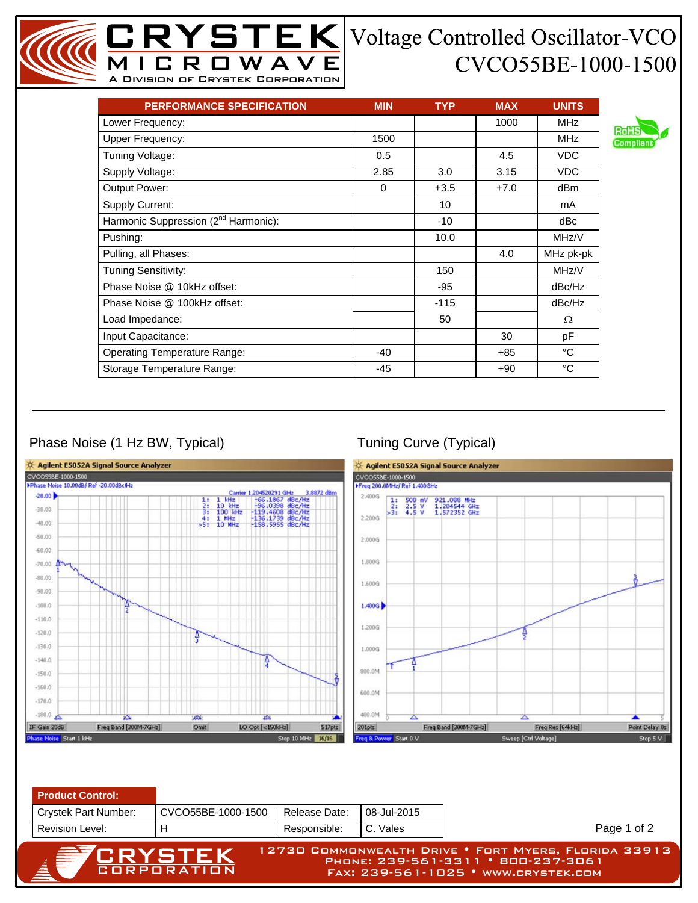# CRYSTEK MICROWAVE

A Division of Crystek Corporation

# Voltage Controlled Oscillator-VCO
## CVCO55BE-1000-1500

| PERFORMANCE SPECIFICATION | MIN | TYP | MAX | UNITS |
|---|---|---|---|---|
| Lower Frequency: | | | 1000 | MHz |
| Upper Frequency: | 1500 | | | MHz |
| Tuning Voltage: | 0.5 | | 4.5 | VDC |
| Supply Voltage: | 2.85 | 3.0 | 3.15 | VDC |
| Output Power: | 0 | +3.5 | +7.0 | dBm |
| Supply Current: | | 10 | | mA |
| Harmonic Suppression (2nd Harmonic): | | -10 | | dBc |
| Pushing: | | 10.0 | | MHz/V |
| Pulling, all Phases: | | | 4.0 | MHz pk-pk |
| Tuning Sensitivity: | | 150 | | MHz/V |
| Phase Noise @ 10kHz offset: | | -95 | | dBc/Hz |
| Phase Noise @ 100kHz offset: | | -115 | | dBc/Hz |
| Load Impedance: | | 50 | | Ω |
| Input Capacitance: | | | 30 | pF |
| Operating Temperature Range: | -40 | | +85 | °C |
| Storage Temperature Range: | -45 | | +90 | °C |

RoHS Compliant

### Phase Noise (1 Hz BW, Typical)

### Tuning Curve (Typical)

| Product Control: | | | |
|---|---|---|---|
| Crystek Part Number: | CVCO55BE-1000-1500 | Release Date: | 08-Jul-2015 |
| Revision Level: | H | Responsible: | C. Vales |

CRYSTEK CORPORATION
12730 Commonwealth Drive • Fort Myers, Florida 33913
Phone: 239-561-3311 • 800-237-3061
Fax: 239-561-1025 • www.crystek.com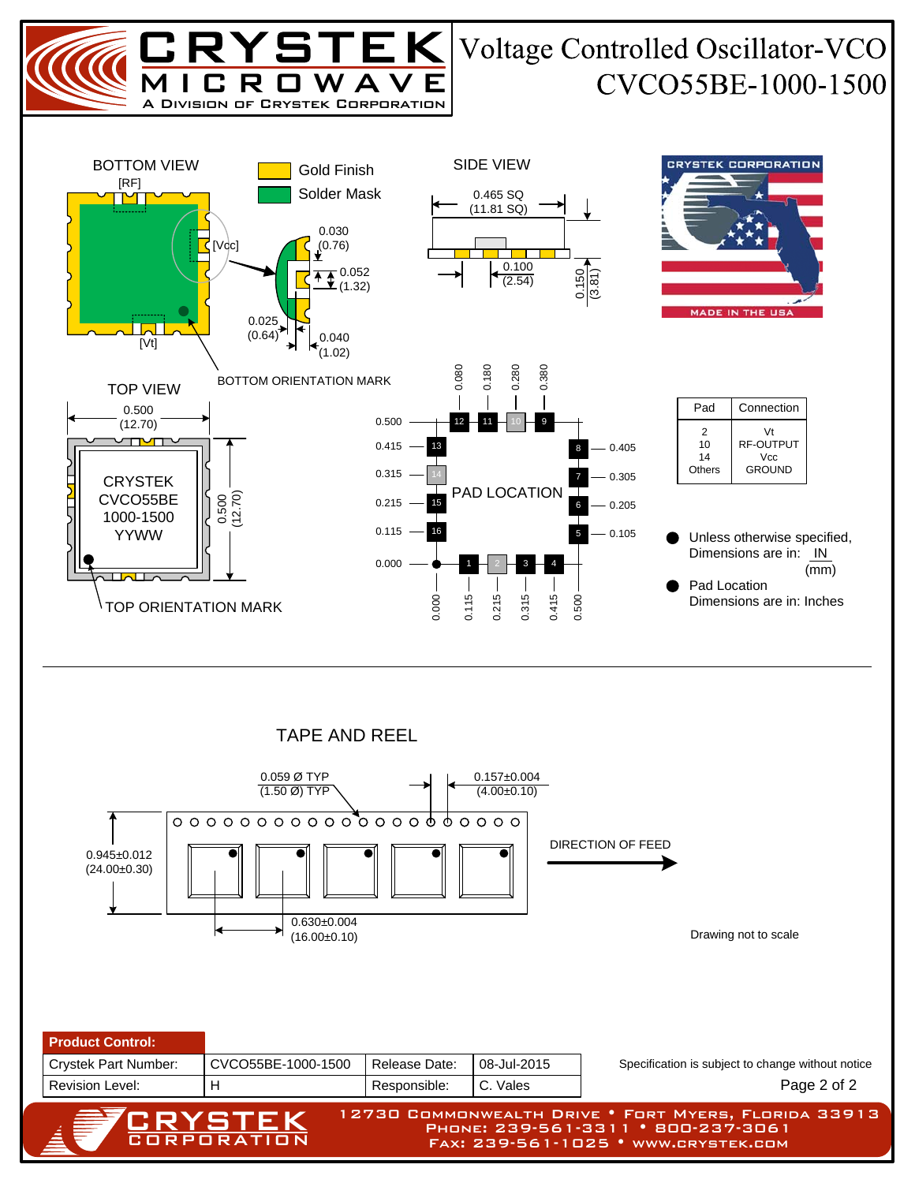# Voltage Controlled Oscillator-VCO
## CVCO55BE-1000-1500

BOTTOM VIEW

[RF]

[Vcc]

[Vt]

Gold Finish

Solder Mask

0.030 (0.76)

0.052 (1.32)

0.025 (0.64)

0.040 (1.02)

BOTTOM ORIENTATION MARK

SIDE VIEW

0.465 SQ (11.81 SQ)

0.100 (2.54)

0.150 (3.81)

TOP VIEW

0.500 (12.70)

0.500 (12.70)

CRYSTEK
CVCO55BE
1000-1500
YYWW

TOP ORIENTATION MARK

PAD LOCATION

0.080 0.180 0.280 0.380

0.500 0.415 0.315 0.215 0.115 0.000

0.405 0.305 0.205 0.105

0.000 0.115 0.215 0.315 0.415 0.500

| Pad | Connection |
|---|---|
| 2 | Vt |
| 10 | RF-OUTPUT |
| 14 | Vcc |
| Others | GROUND |

- Unless otherwise specified, Dimensions are in: IN (mm)
- Pad Location Dimensions are in: Inches

CRYSTEK CORPORATION
MADE IN THE USA

## TAPE AND REEL

0.059 Ø TYP (1.50 Ø) TYP

0.157±0.004 (4.00±0.10)

0.945±0.012 (24.00±0.30)

0.630±0.004 (16.00±0.10)

DIRECTION OF FEED

Drawing not to scale

| Product Control: | | | |
|---|---|---|---|
| Crystek Part Number: | CVCO55BE-1000-1500 | Release Date: | 08-Jul-2015 |
| Revision Level: | H | Responsible: | C. Vales |

Specification is subject to change without notice

CRYSTEK CORPORATION
12730 Commonwealth Drive • Fort Myers, Florida 33913
Phone: 239-561-3311 • 800-237-3061
Fax: 239-561-1025 • www.crystek.com